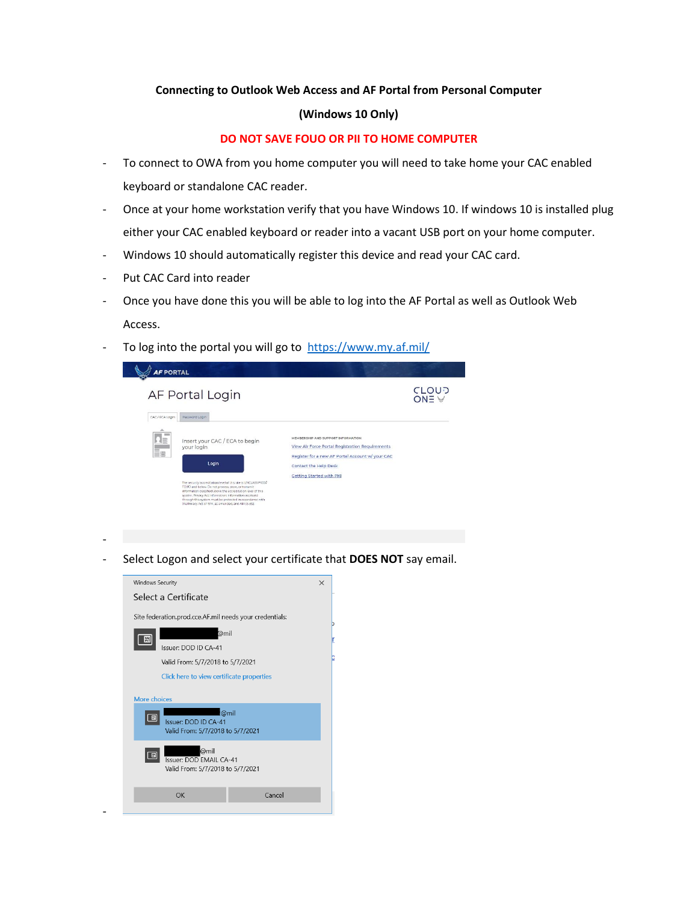**Connecting to Outlook Web Access and AF Portal from Personal Computer**

**(Windows 10 Only)**

**DO NOT SAVE FOUO OR PII TO HOME COMPUTER**

- To connect to OWA from you home computer you will need to take home your CAC enabled keyboard or standalone CAC reader.
- Once at your home workstation verify that you have Windows 10. If windows 10 is installed plug either your CAC enabled keyboard or reader into a vacant USB port on your home computer.
- Windows 10 should automatically register this device and read your CAC card.
- Put CAC Card into reader
- Once you have done this you will be able to log into the AF Portal as well as Outlook Web Access.
- To log into the portal you will go to https://www.my.af.mil/
- 
- Select Logon and select your certificate that **DOES NOT** say email.
-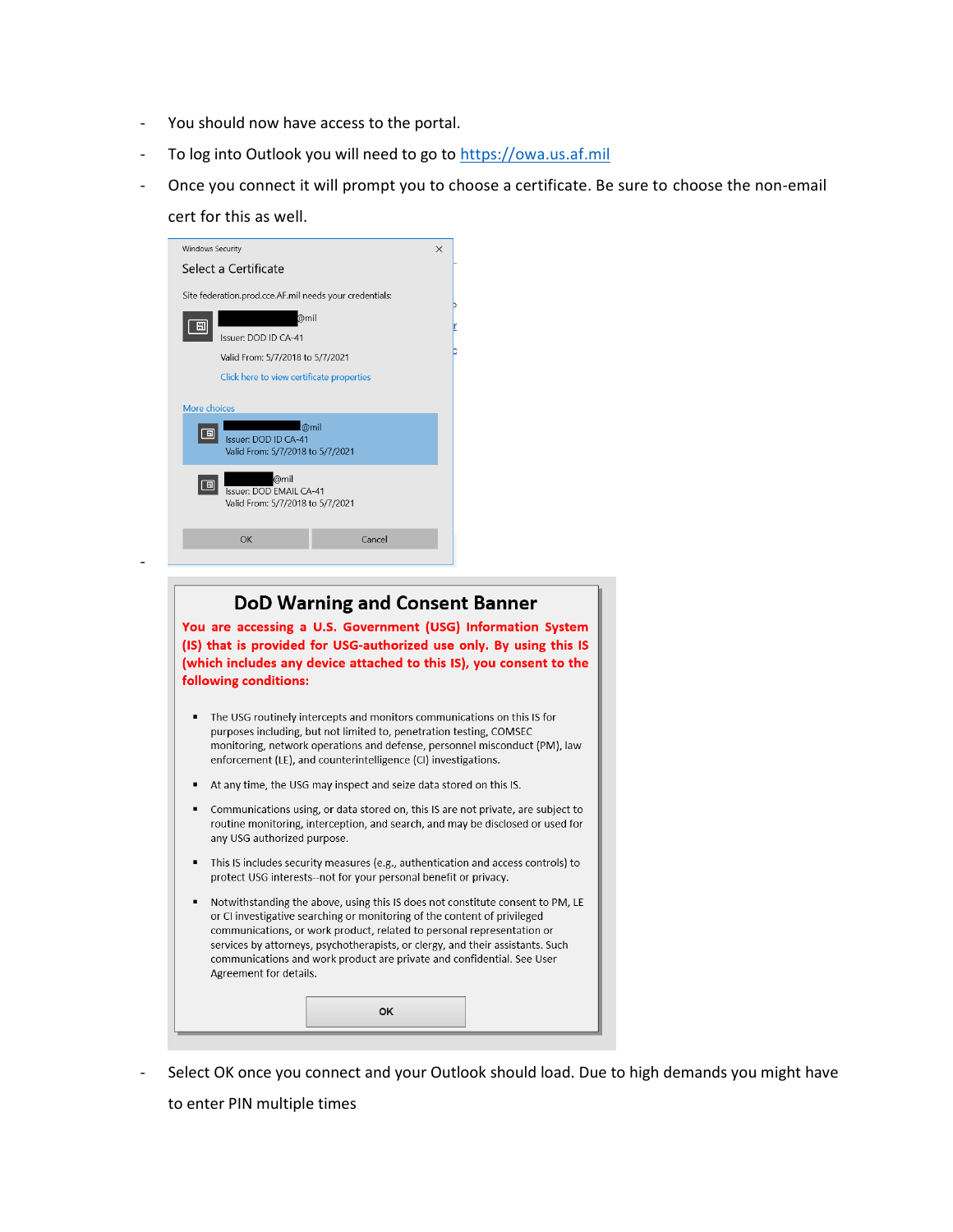- You should now have access to the portal.
- To log into Outlook you will need to go to [https://owa.us.af.mil](https://owa.us.af.mil)
- Once you connect it will prompt you to choose a certificate. Be sure to choose the non-email cert for this as well.

Windows Security

Select a Certificate

Site federation.prod.cce.AF.mil needs your credentials:

@mil
Issuer: DOD ID CA-41
Valid From: 5/7/2018 to 5/7/2021
Click here to view certificate properties

More choices

@mil
Issuer: DOD ID CA-41
Valid From: 5/7/2018 to 5/7/2021

@mil
Issuer: DOD EMAIL CA-41
Valid From: 5/7/2018 to 5/7/2021

OK Cancel

-

**DoD Warning and Consent Banner**

**You are accessing a U.S. Government (USG) Information System (IS) that is provided for USG-authorized use only. By using this IS (which includes any device attached to this IS), you consent to the following conditions:**

- The USG routinely intercepts and monitors communications on this IS for purposes including, but not limited to, penetration testing, COMSEC monitoring, network operations and defense, personnel misconduct (PM), law enforcement (LE), and counterintelligence (CI) investigations.
- At any time, the USG may inspect and seize data stored on this IS.
- Communications using, or data stored on, this IS are not private, are subject to routine monitoring, interception, and search, and may be disclosed or used for any USG authorized purpose.
- This IS includes security measures (e.g., authentication and access controls) to protect USG interests--not for your personal benefit or privacy.
- Notwithstanding the above, using this IS does not constitute consent to PM, LE or CI investigative searching or monitoring of the content of privileged communications, or work product, related to personal representation or services by attorneys, psychotherapists, or clergy, and their assistants. Such communications and work product are private and confidential. See User Agreement for details.

OK

- Select OK once you connect and your Outlook should load. Due to high demands you might have to enter PIN multiple times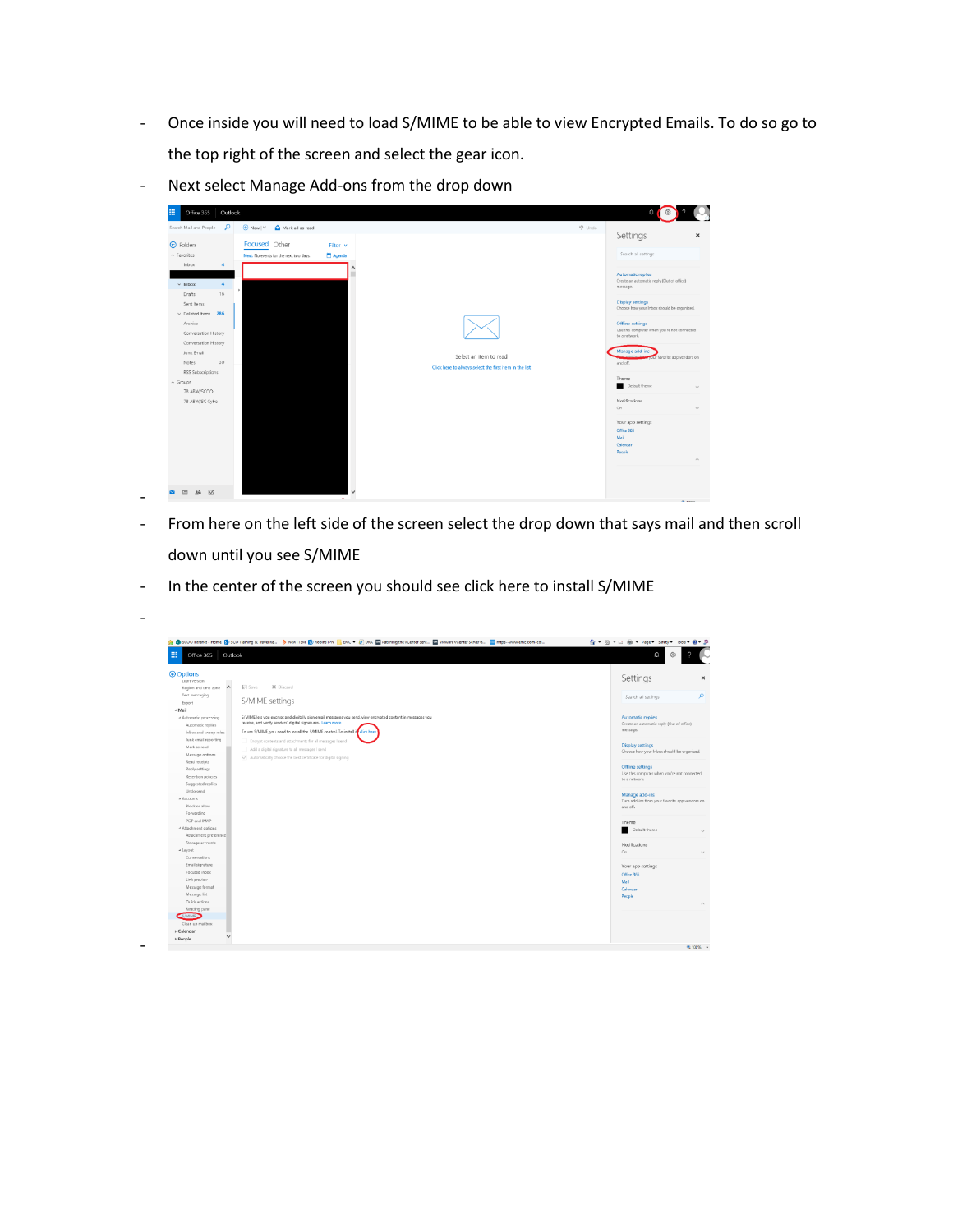- Once inside you will need to load S/MIME to be able to view Encrypted Emails. To do so go to the top right of the screen and select the gear icon.
- Next select Manage Add-ons from the drop down
- 
- From here on the left side of the screen select the drop down that says mail and then scroll down until you see S/MIME
- In the center of the screen you should see click here to install S/MIME
- 
-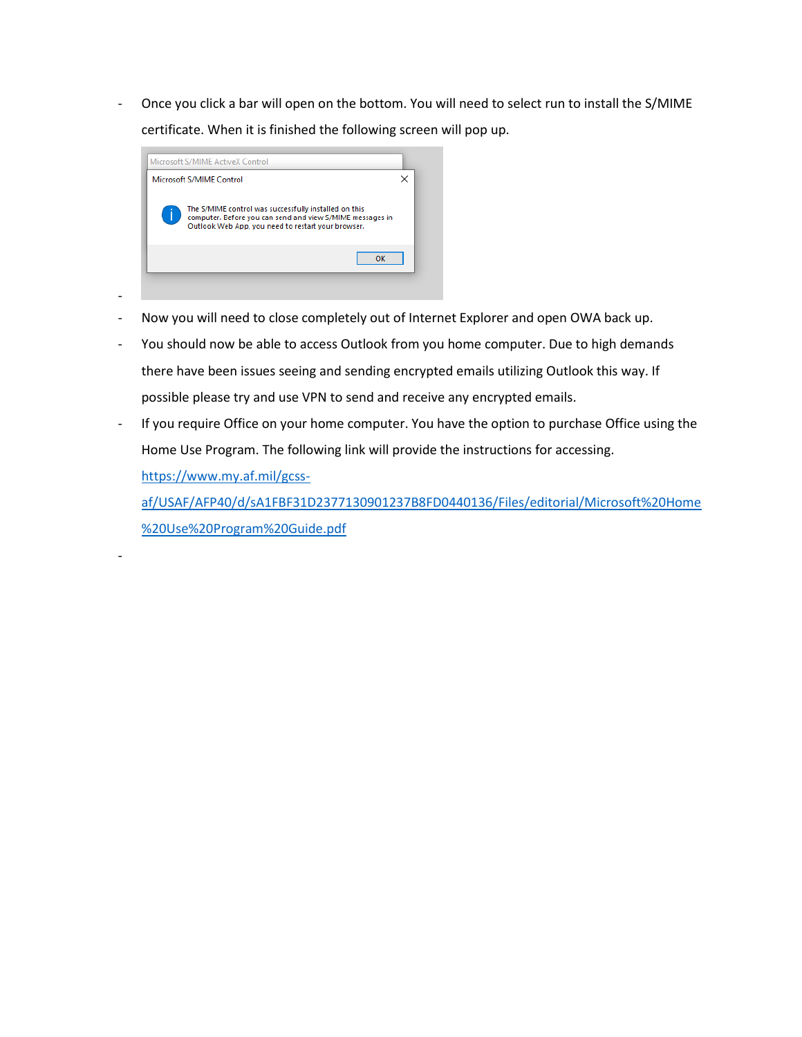- Once you click a bar will open on the bottom. You will need to select run to install the S/MIME certificate. When it is finished the following screen will pop up.
- 
- Now you will need to close completely out of Internet Explorer and open OWA back up.
- You should now be able to access Outlook from you home computer. Due to high demands there have been issues seeing and sending encrypted emails utilizing Outlook this way. If possible please try and use VPN to send and receive any encrypted emails.
- If you require Office on your home computer. You have the option to purchase Office using the Home Use Program. The following link will provide the instructions for accessing. https://www.my.af.mil/gcss-af/USAF/AFP40/d/sA1FBF31D2377130901237B8FD0440136/Files/editorial/Microsoft%20Home%20Use%20Program%20Guide.pdf
-